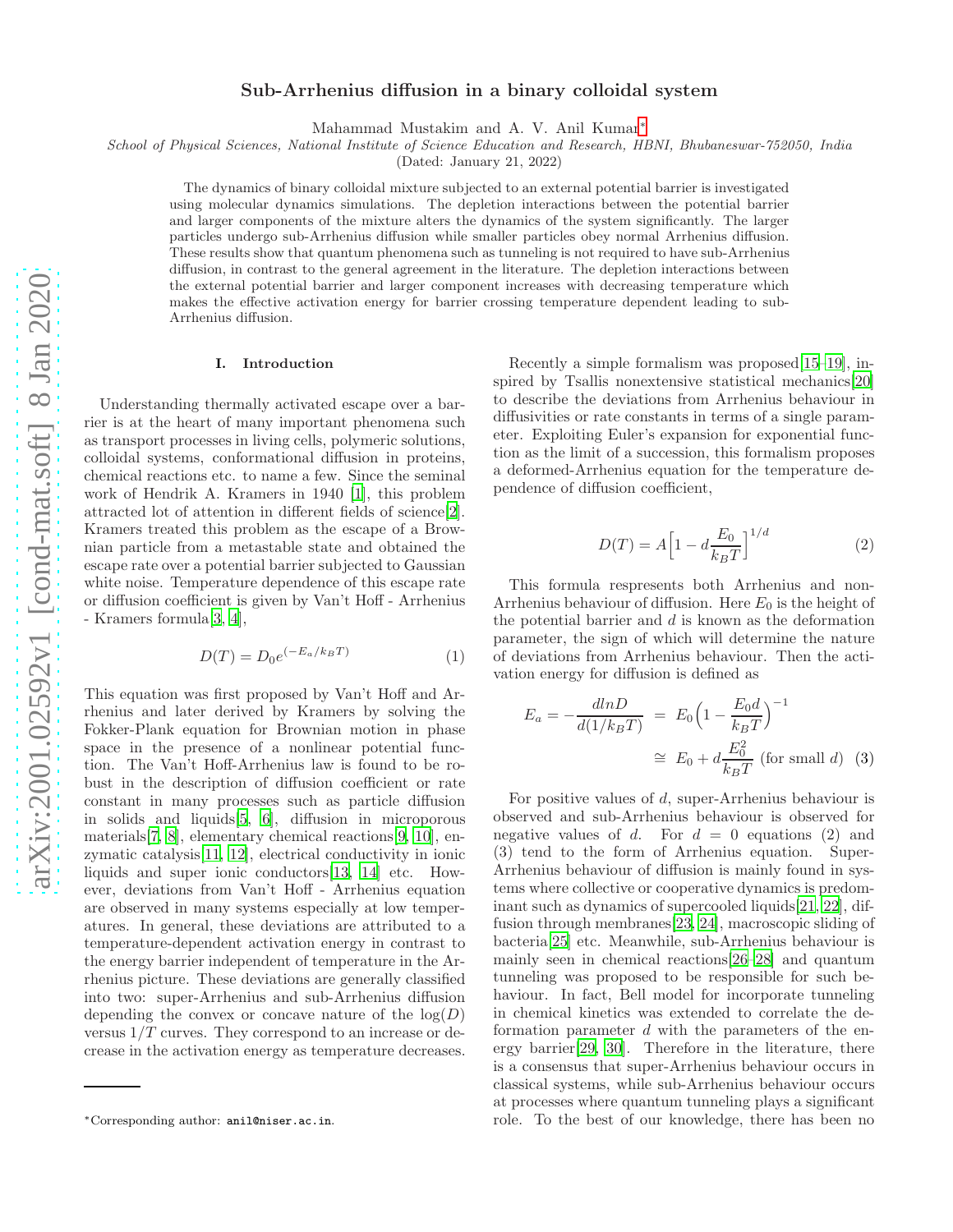# Sub-Arrhenius diffusion in a binary colloidal system

Mahammad Mustakim and A. V. Anil Kumar*

*School of Physical Sciences, National Institute of Science Education and Research, HBNI, Bhubaneswar-752050, India*

(Dated: January 21, 2022)

The dynamics of binary colloidal mixture subjected to an external potential barrier is investigated using molecular dynamics simulations. The depletion interactions between the potential barrier and larger components of the mixture alters the dynamics of the system significantly. The larger particles undergo sub-Arrhenius diffusion while smaller particles obey normal Arrhenius diffusion. These results show that quantum phenomena such as tunneling is not required to have sub-Arrhenius diffusion, in contrast to the general agreement in the literature. The depletion interactions between the external potential barrier and larger component increases with decreasing temperature which makes the effective activation energy for barrier crossing temperature dependent leading to sub-Arrhenius diffusion.

## I. Introduction

Understanding thermally activated escape over a barrier is at the heart of many important phenomena such as transport processes in living cells, polymeric solutions, colloidal systems, conformational diffusion in proteins, chemical reactions etc. to name a few. Since the seminal work of Hendrik A. Kramers in 1940 [1], this problem attracted lot of attention in different fields of science[2]. Kramers treated this problem as the escape of a Brownian particle from a metastable state and obtained the escape rate over a potential barrier subjected to Gaussian white noise. Temperature dependence of this escape rate or diffusion coefficient is given by Van't Hoff - Arrhenius - Kramers formula[3, 4],

$$D(T) = D_0 e^{(-E_a/k_BT)} \tag{1}$$

This equation was first proposed by Van't Hoff and Arrhenius and later derived by Kramers by solving the Fokker-Plank equation for Brownian motion in phase space in the presence of a nonlinear potential function. The Van't Hoff-Arrhenius law is found to be robust in the description of diffusion coefficient or rate constant in many processes such as particle diffusion in solids and liquids[5, 6], diffusion in microporous materials[7, 8], elementary chemical reactions[9, 10], enzymatic catalysis[11, 12], electrical conductivity in ionic liquids and super ionic conductors[13, 14] etc. However, deviations from Van't Hoff - Arrhenius equation are observed in many systems especially at low temperatures. In general, these deviations are attributed to a temperature-dependent activation energy in contrast to the energy barrier independent of temperature in the Arrhenius picture. These deviations are generally classified into two: super-Arrhenius and sub-Arrhenius diffusion depending the convex or concave nature of the $\log(D)$ versus $1/T$ curves. They correspond to an increase or decrease in the activation energy as temperature decreases.

Recently a simple formalism was proposed[15–19], inspired by Tsallis nonextensive statistical mechanics[20] to describe the deviations from Arrhenius behaviour in diffusivities or rate constants in terms of a single parameter. Exploiting Euler's expansion for exponential function as the limit of a succession, this formalism proposes a deformed-Arrhenius equation for the temperature dependence of diffusion coefficient,

$$D(T) = A\Big[1 - d\frac{E_0}{k_BT}\Big]^{1/d} \tag{2}$$

This formula respresents both Arrhenius and non-Arrhenius behaviour of diffusion. Here $E_0$ is the height of the potential barrier and $d$ is known as the deformation parameter, the sign of which will determine the nature of deviations from Arrhenius behaviour. Then the activation energy for diffusion is defined as

$$E_a = -\frac{d\ln D}{d(1/k_BT)} \;=\; E_0\Big(1 - \frac{E_0 d}{k_BT}\Big)^{-1} \;\cong\; E_0 + d\frac{E_0^2}{k_BT} \text{ (for small } d) \tag{3}$$

For positive values of $d$, super-Arrhenius behaviour is observed and sub-Arrhenius behaviour is observed for negative values of $d$. For $d = 0$ equations (2) and (3) tend to the form of Arrhenius equation. Super-Arrhenius behaviour of diffusion is mainly found in systems where collective or cooperative dynamics is predominant such as dynamics of supercooled liquids[21, 22], diffusion through membranes[23, 24], macroscopic sliding of bacteria[25] etc. Meanwhile, sub-Arrhenius behaviour is mainly seen in chemical reactions[26–28] and quantum tunneling was proposed to be responsible for such behaviour. In fact, Bell model for incorporate tunneling in chemical kinetics was extended to correlate the deformation parameter $d$ with the parameters of the energy barrier[29, 30]. Therefore in the literature, there is a consensus that super-Arrhenius behaviour occurs in classical systems, while sub-Arrhenius behaviour occurs at processes where quantum tunneling plays a significant role. To the best of our knowledge, there has been no

*Corresponding author: anil@niser.ac.in.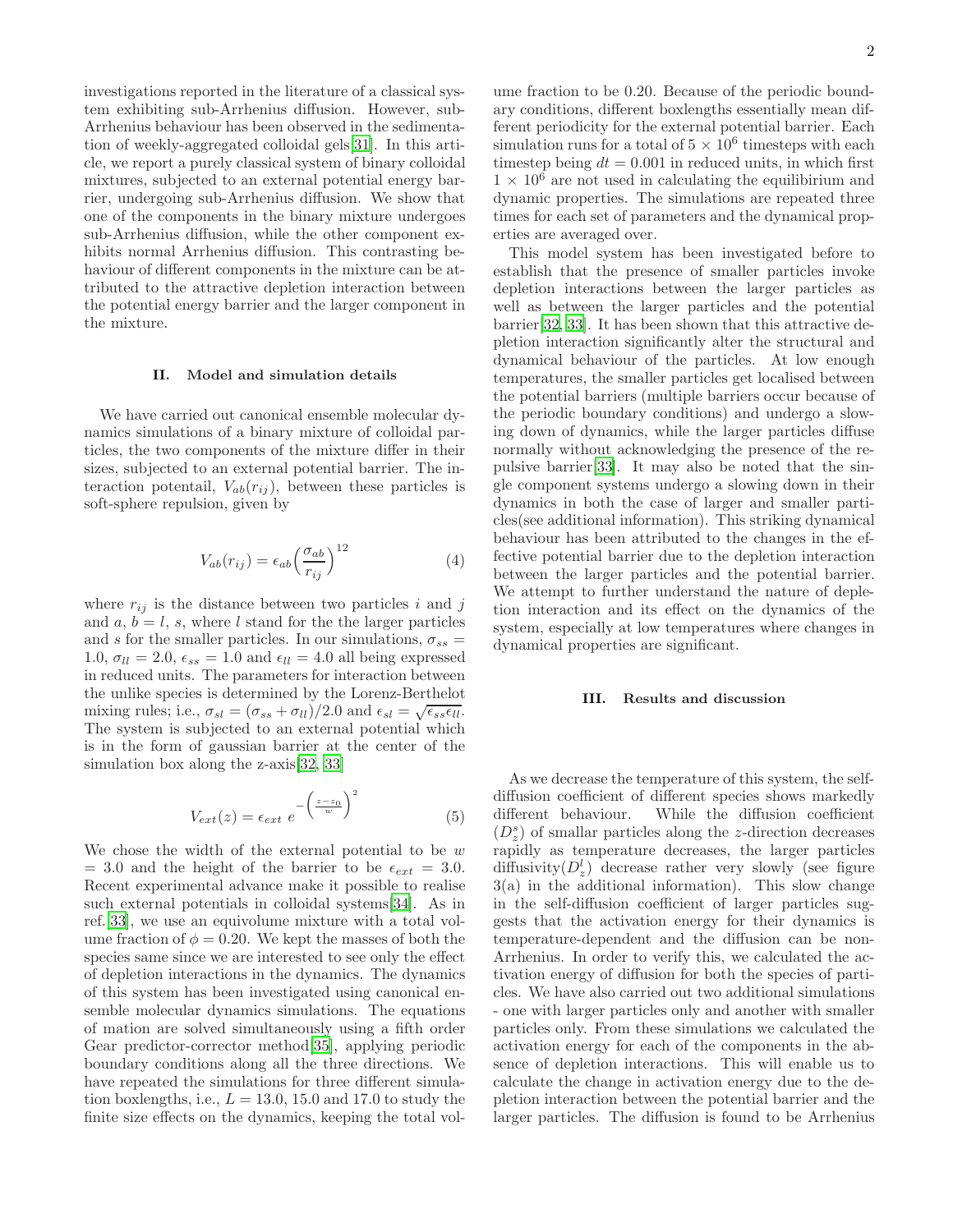investigations reported in the literature of a classical system exhibiting sub-Arrhenius diffusion. However, sub-Arrhenius behaviour has been observed in the sedimentation of weekly-aggregated colloidal gels[31]. In this article, we report a purely classical system of binary colloidal mixtures, subjected to an external potential energy barrier, undergoing sub-Arrhenius diffusion. We show that one of the components in the binary mixture undergoes sub-Arrhenius diffusion, while the other component exhibits normal Arrhenius diffusion. This contrasting behaviour of different components in the mixture can be attributed to the attractive depletion interaction between the potential energy barrier and the larger component in the mixture.

## II. Model and simulation details

We have carried out canonical ensemble molecular dynamics simulations of a binary mixture of colloidal particles, the two components of the mixture differ in their sizes, subjected to an external potential barrier. The interaction potential, $V_{ab}(r_{ij})$, between these particles is soft-sphere repulsion, given by

$$V_{ab}(r_{ij}) = \epsilon_{ab}\Big(\frac{\sigma_{ab}}{r_{ij}}\Big)^{12} \tag{4}$$

where $r_{ij}$ is the distance between two particles $i$ and $j$ and $a$, $b = l$, $s$, where $l$ stand for the the larger particles and $s$ for the smaller particles. In our simulations, $\sigma_{ss}$ = 1.0, $\sigma_{ll} = 2.0$, $\epsilon_{ss} = 1.0$ and $\epsilon_{ll} = 4.0$ all being expressed in reduced units. The parameters for interaction between the unlike species is determined by the Lorenz-Berthelot mixing rules; i.e., $\sigma_{sl} = (\sigma_{ss} + \sigma_{ll})/2.0$ and $\epsilon_{sl} = \sqrt{\epsilon_{ss}\epsilon_{ll}}$. The system is subjected to an external potential which is in the form of gaussian barrier at the center of the simulation box along the z-axis[32, 33]

$$V_{ext}(z) = \epsilon_{ext}\ e^{-\left(\frac{z-z_0}{w}\right)^2} \tag{5}$$

We chose the width of the external potential to be $w$ = 3.0 and the height of the barrier to be $\epsilon_{ext}$ = 3.0. Recent experimental advance make it possible to realise such external potentials in colloidal systems[34]. As in ref.[33], we use an equivolume mixture with a total volume fraction of $\phi = 0.20$. We kept the masses of both the species same since we are interested to see only the effect of depletion interactions in the dynamics. The dynamics of this system has been investigated using canonical ensemble molecular dynamics simulations. The equations of mation are solved simultaneously using a fifth order Gear predictor-corrector method[35], applying periodic boundary conditions along all the three directions. We have repeated the simulations for three different simulation boxlengths, i.e., $L = 13.0$, 15.0 and 17.0 to study the finite size effects on the dynamics, keeping the total volume fraction to be 0.20. Because of the periodic boundary conditions, different boxlengths essentially mean different periodicity for the external potential barrier. Each simulation runs for a total of $5 \times 10^6$ timesteps with each timestep being $dt = 0.001$ in reduced units, in which first $1 \times 10^6$ are not used in calculating the equilibirium and dynamic properties. The simulations are repeated three times for each set of parameters and the dynamical properties are averaged over.

This model system has been investigated before to establish that the presence of smaller particles invoke depletion interactions between the larger particles as well as between the larger particles and the potential barrier[32, 33]. It has been shown that this attractive depletion interaction significantly alter the structural and dynamical behaviour of the particles. At low enough temperatures, the smaller particles get localised between the potential barriers (multiple barriers occur because of the periodic boundary conditions) and undergo a slowing down of dynamics, while the larger particles diffuse normally without acknowledging the presence of the repulsive barrier[33]. It may also be noted that the single component systems undergo a slowing down in their dynamics in both the case of larger and smaller particles(see additional information). This striking dynamical behaviour has been attributed to the changes in the effective potential barrier due to the depletion interaction between the larger particles and the potential barrier. We attempt to further understand the nature of depletion interaction and its effect on the dynamics of the system, especially at low temperatures where changes in dynamical properties are significant.

## III. Results and discussion

As we decrease the temperature of this system, the self-diffusion coefficient of different species shows markedly different behaviour. While the diffusion coefficient ($D_z^s$) of smallar particles along the $z$-direction decreases rapidly as temperature decreases, the larger particles diffusivity($D_z^l$) decrease rather very slowly (see figure 3(a) in the additional information). This slow change in the self-diffusion coefficient of larger particles suggests that the activation energy for their dynamics is temperature-dependent and the diffusion can be non-Arrhenius. In order to verify this, we calculated the activation energy of diffusion for both the species of particles. We have also carried out two additional simulations - one with larger particles only and another with smaller particles only. From these simulations we calculated the activation energy for each of the components in the absence of depletion interactions. This will enable us to calculate the change in activation energy due to the depletion interaction between the potential barrier and the larger particles. The diffusion is found to be Arrhenius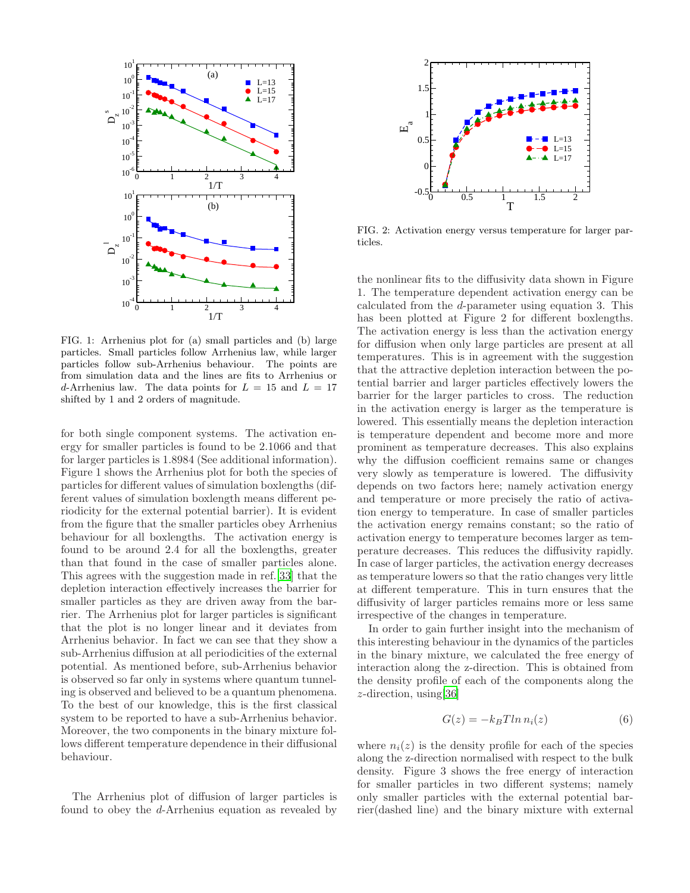FIG. 1: Arrhenius plot for (a) small particles and (b) large particles. Small particles follow Arrhenius law, while larger particles follow sub-Arrhenius behaviour. The points are from simulation data and the lines are fits to Arrhenius or $d$-Arrhenius law. The data points for $L = 15$ and $L = 17$ shifted by 1 and 2 orders of magnitude.

for both single component systems. The activation energy for smaller particles is found to be 2.1066 and that for larger particles is 1.8984 (See additional information). Figure 1 shows the Arrhenius plot for both the species of particles for different values of simulation boxlengths (different values of simulation boxlength means different periodicity for the external potential barrier). It is evident from the figure that the smaller particles obey Arrhenius behaviour for all boxlengths. The activation energy is found to be around 2.4 for all the boxlengths, greater than that found in the case of smaller particles alone. This agrees with the suggestion made in ref.[33] that the depletion interaction effectively increases the barrier for smaller particles as they are driven away from the barrier. The Arrhenius plot for larger particles is significant that the plot is no longer linear and it deviates from Arrhenius behavior. In fact we can see that they show a sub-Arrhenius diffusion at all periodicities of the external potential. As mentioned before, sub-Arrhenius behavior is observed so far only in systems where quantum tunneling is observed and believed to be a quantum phenomena. To the best of our knowledge, this is the first classical system to be reported to have a sub-Arrhenius behavior. Moreover, the two components in the binary mixture follows different temperature dependence in their diffusional behaviour.

The Arrhenius plot of diffusion of larger particles is found to obey the $d$-Arrhenius equation as revealed by the nonlinear fits to the diffusivity data shown in Figure 1. The temperature dependent activation energy can be calculated from the $d$-parameter using equation 3. This has been plotted at Figure 2 for different boxlengths. The activation energy is less than the activation energy for diffusion when only large particles are present at all temperatures. This is in agreement with the suggestion that the attractive depletion interaction between the potential barrier and larger particles effectively lowers the barrier for the larger particles to cross. The reduction in the activation energy is larger as the temperature is lowered. This essentially means the depletion interaction is temperature dependent and become more and more prominent as temperature decreases. This also explains why the diffusion coefficient remains same or changes very slowly as temperature is lowered. The diffusivity depends on two factors here; namely activation energy and temperature or more precisely the ratio of activation energy to temperature. In case of smaller particles the activation energy remains constant; so the ratio of activation energy to temperature becomes larger as temperature decreases. This reduces the diffusivity rapidly. In case of larger particles, the activation energy decreases as temperature lowers so that the ratio changes very little at different temperature. This in turn ensures that the diffusivity of larger particles remains more or less same irrespective of the changes in temperature.

FIG. 2: Activation energy versus temperature for larger particles.

In order to gain further insight into the mechanism of this interesting behaviour in the dynamics of the particles in the binary mixture, we calculated the free energy of interaction along the z-direction. This is obtained from the density profile of each of the components along the $z$-direction, using[36]

$$G(z) = -k_B T ln\, n_i(z) \tag{6}$$

where $n_i(z)$ is the density profile for each of the species along the z-direction normalised with respect to the bulk density. Figure 3 shows the free energy of interaction for smaller particles in two different systems; namely only smaller particles with the external potential barrier(dashed line) and the binary mixture with external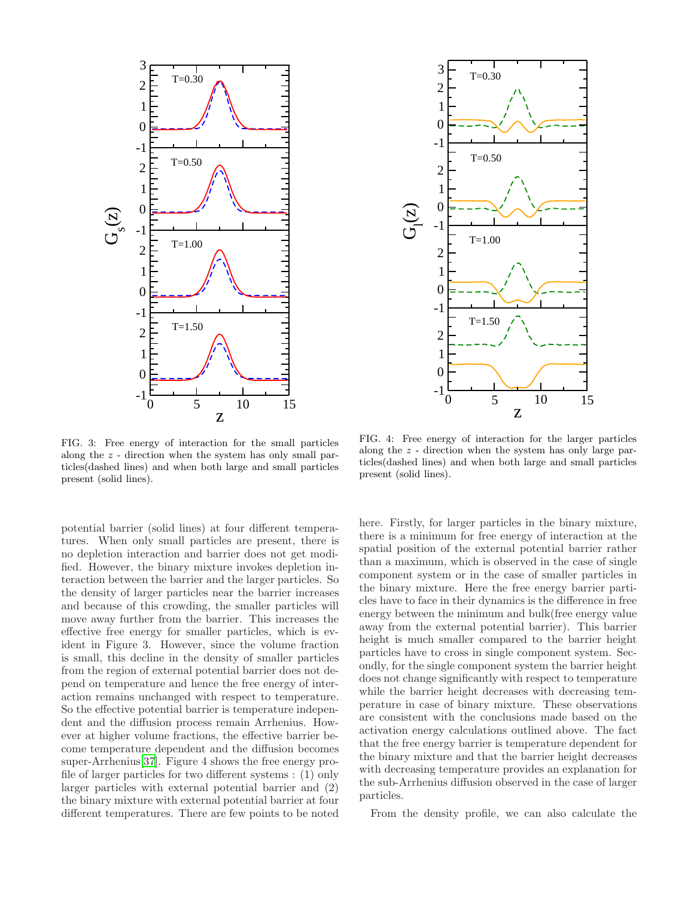FIG. 3: Free energy of interaction for the small particles along the $z$ - direction when the system has only small particles(dashed lines) and when both large and small particles present (solid lines).

FIG. 4: Free energy of interaction for the larger particles along the $z$ - direction when the system has only large particles(dashed lines) and when both large and small particles present (solid lines).

potential barrier (solid lines) at four different temperatures. When only small particles are present, there is no depletion interaction and barrier does not get modified. However, the binary mixture invokes depletion interaction between the barrier and the larger particles. So the density of larger particles near the barrier increases and because of this crowding, the smaller particles will move away further from the barrier. This increases the effective free energy for smaller particles, which is evident in Figure 3. However, since the volume fraction is small, this decline in the density of smaller particles from the region of external potential barrier does not depend on temperature and hence the free energy of interaction remains unchanged with respect to temperature. So the effective potential barrier is temperature independent and the diffusion process remain Arrhenius. However at higher volume fractions, the effective barrier become temperature dependent and the diffusion becomes super-Arrhenius[37]. Figure 4 shows the free energy profile of larger particles for two different systems : (1) only larger particles with external potential barrier and (2) the binary mixture with external potential barrier at four different temperatures. There are few points to be noted here. Firstly, for larger particles in the binary mixture, there is a minimum for free energy of interaction at the spatial position of the external potential barrier rather than a maximum, which is observed in the case of single component system or in the case of smaller particles in the binary mixture. Here the free energy barrier particles have to face in their dynamics is the difference in free energy between the minimum and bulk(free energy value away from the external potential barrier). This barrier height is much smaller compared to the barrier height particles have to cross in single component system. Secondly, for the single component system the barrier height does not change significantly with respect to temperature while the barrier height decreases with decreasing temperature in case of binary mixture. These observations are consistent with the conclusions made based on the activation energy calculations outlined above. The fact that the free energy barrier is temperature dependent for the binary mixture and that the barrier height decreases with decreasing temperature provides an explanation for the sub-Arrhenius diffusion observed in the case of larger particles.

From the density profile, we can also calculate the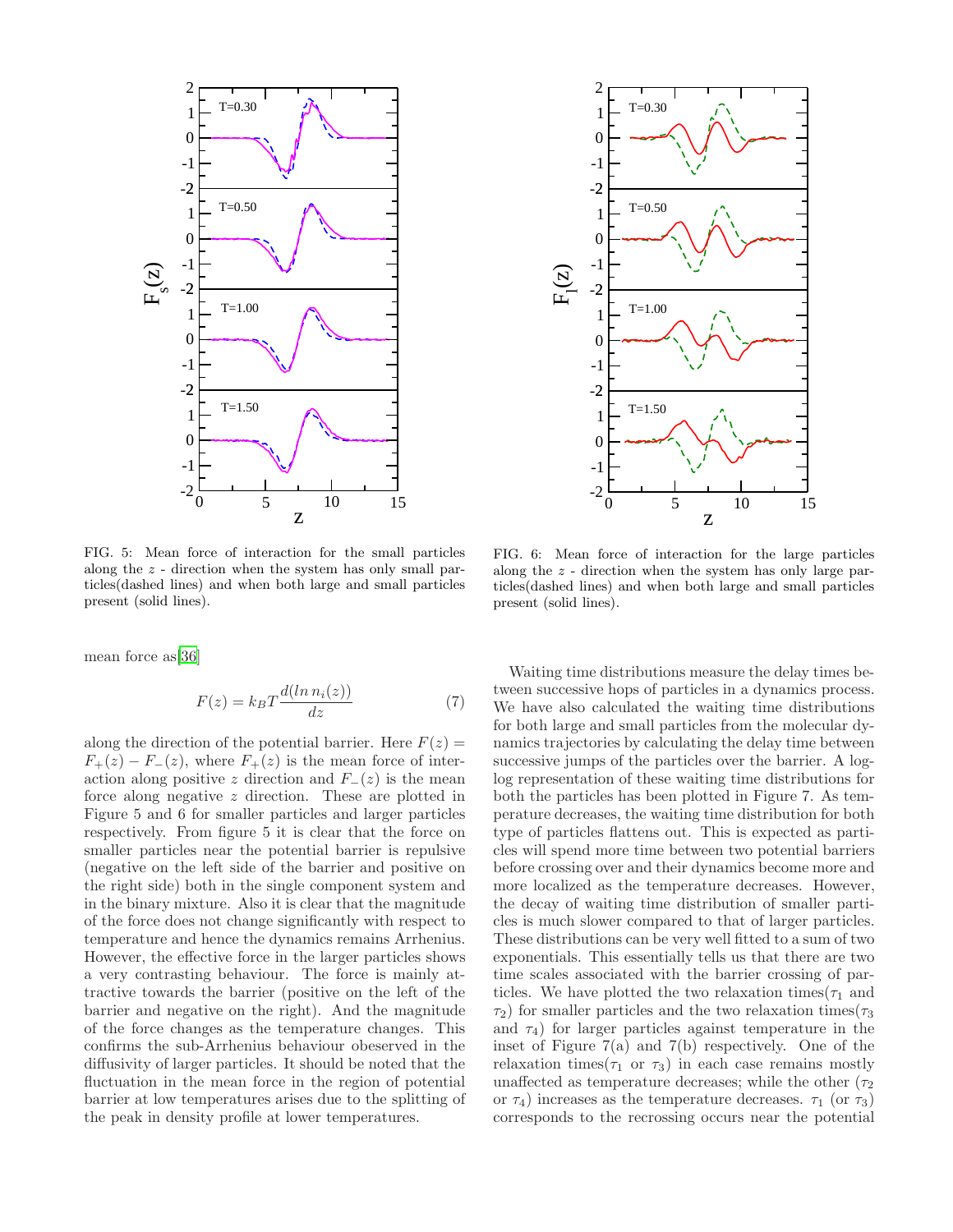FIG. 5: Mean force of interaction for the small particles along the $z$ - direction when the system has only small particles(dashed lines) and when both large and small particles present (solid lines).

FIG. 6: Mean force of interaction for the large particles along the $z$ - direction when the system has only large particles(dashed lines) and when both large and small particles present (solid lines).

mean force as[36]

$$F(z) = k_B T \frac{d(\ln n_i(z))}{dz} \quad (7)$$

along the direction of the potential barrier. Here $F(z) = F_+(z) - F_-(z)$, where $F_+(z)$ is the mean force of interaction along positive $z$ direction and $F_-(z)$ is the mean force along negative $z$ direction. These are plotted in Figure 5 and 6 for smaller particles and larger particles respectively. From figure 5 it is clear that the force on smaller particles near the potential barrier is repulsive (negative on the left side of the barrier and positive on the right side) both in the single component system and in the binary mixture. Also it is clear that the magnitude of the force does not change significantly with respect to temperature and hence the dynamics remains Arrhenius. However, the effective force in the larger particles shows a very contrasting behaviour. The force is mainly attractive towards the barrier (positive on the left of the barrier and negative on the right). And the magnitude of the force changes as the temperature changes. This confirms the sub-Arrhenius behaviour obeserved in the diffusivity of larger particles. It should be noted that the fluctuation in the mean force in the region of potential barrier at low temperatures arises due to the splitting of the peak in density profile at lower temperatures.

Waiting time distributions measure the delay times between successive hops of particles in a dynamics process. We have also calculated the waiting time distributions for both large and small particles from the molecular dynamics trajectories by calculating the delay time between successive jumps of the particles over the barrier. A log-log representation of these waiting time distributions for both the particles has been plotted in Figure 7. As temperature decreases, the waiting time distribution for both type of particles flattens out. This is expected as particles will spend more time between two potential barriers before crossing over and their dynamics become more and more localized as the temperature decreases. However, the decay of waiting time distribution of smaller particles is much slower compared to that of larger particles. These distributions can be very well fitted to a sum of two exponentials. This essentially tells us that there are two time scales associated with the barrier crossing of particles. We have plotted the two relaxation times($\tau_1$ and $\tau_2$) for smaller particles and the two relaxation times($\tau_3$ and $\tau_4$) for larger particles against temperature in the inset of Figure 7(a) and 7(b) respectively. One of the relaxation times($\tau_1$ or $\tau_3$) in each case remains mostly unaffected as temperature decreases; while the other ($\tau_2$ or $\tau_4$) increases as the temperature decreases. $\tau_1$ (or $\tau_3$) corresponds to the recrossing occurs near the potential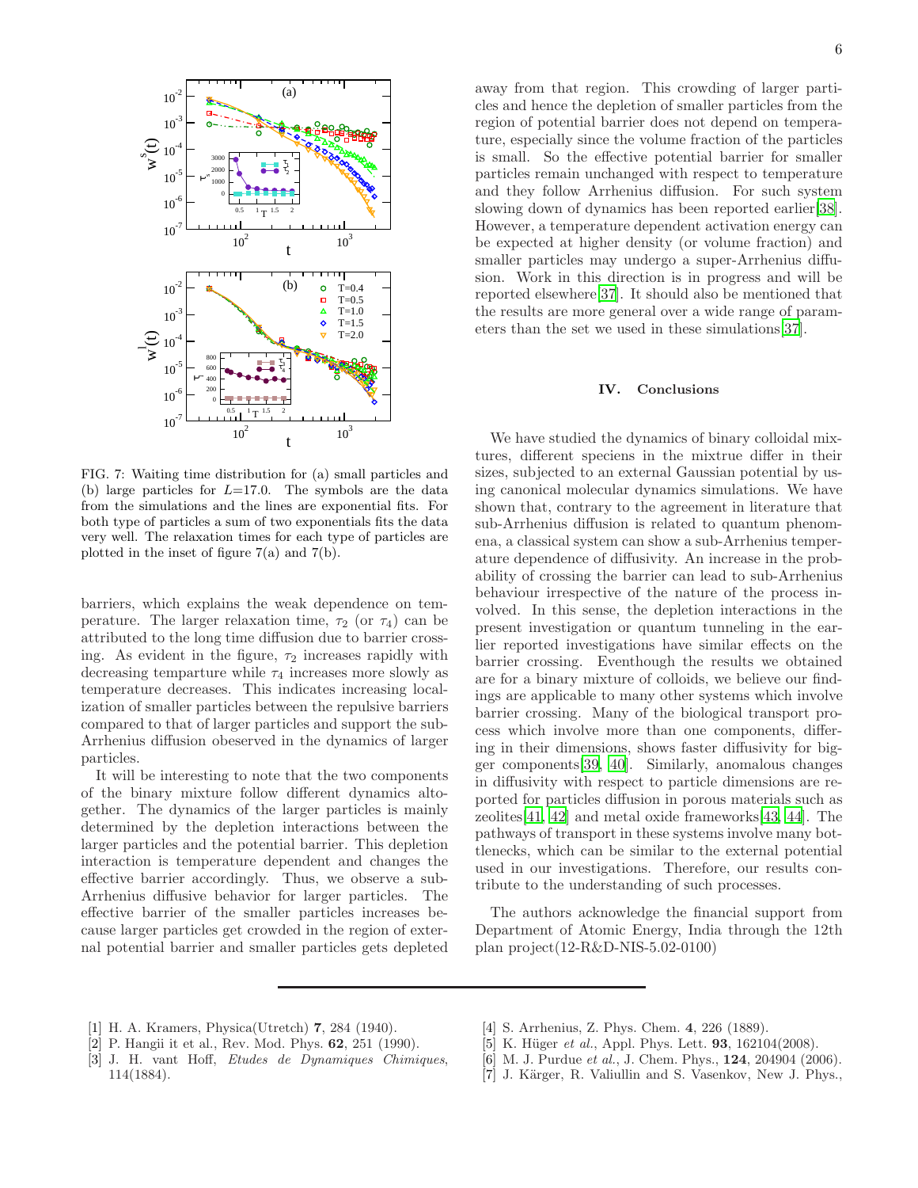FIG. 7: Waiting time distribution for (a) small particles and (b) large particles for $L$=17.0. The symbols are the data from the simulations and the lines are exponential fits. For both type of particles a sum of two exponentials fits the data very well. The relaxation times for each type of particles are plotted in the inset of figure 7(a) and 7(b).

barriers, which explains the weak dependence on temperature. The larger relaxation time, $\tau_2$ (or $\tau_4$) can be attributed to the long time diffusion due to barrier crossing. As evident in the figure, $\tau_2$ increases rapidly with decreasing temparture while $\tau_4$ increases more slowly as temperature decreases. This indicates increasing localization of smaller particles between the repulsive barriers compared to that of larger particles and support the sub-Arrhenius diffusion obeserved in the dynamics of larger particles.

It will be interesting to note that the two components of the binary mixture follow different dynamics altogether. The dynamics of the larger particles is mainly determined by the depletion interactions between the larger particles and the potential barrier. This depletion interaction is temperature dependent and changes the effective barrier accordingly. Thus, we observe a sub-Arrhenius diffusive behavior for larger particles. The effective barrier of the smaller particles increases because larger particles get crowded in the region of external potential barrier and smaller particles gets depleted away from that region. This crowding of larger particles and hence the depletion of smaller particles from the region of potential barrier does not depend on temperature, especially since the volume fraction of the particles is small. So the effective potential barrier for smaller particles remain unchanged with respect to temperature and they follow Arrhenius diffusion. For such system slowing down of dynamics has been reported earlier[38]. However, a temperature dependent activation energy can be expected at higher density (or volume fraction) and smaller particles may undergo a super-Arrhenius diffusion. Work in this direction is in progress and will be reported elsewhere[37]. It should also be mentioned that the results are more general over a wide range of parameters than the set we used in these simulations[37].

## IV. Conclusions

We have studied the dynamics of binary colloidal mixtures, different speciens in the mixtrue differ in their sizes, subjected to an external Gaussian potential by using canonical molecular dynamics simulations. We have shown that, contrary to the agreement in literature that sub-Arrhenius diffusion is related to quantum phenomena, a classical system can show a sub-Arrhenius temperature dependence of diffusivity. An increase in the probability of crossing the barrier can lead to sub-Arrhenius behaviour irrespective of the nature of the process involved. In this sense, the depletion interactions in the present investigation or quantum tunneling in the earlier reported investigations have similar effects on the barrier crossing. Eventhough the results we obtained are for a binary mixture of colloids, we believe our findings are applicable to many other systems which involve barrier crossing. Many of the biological transport process which involve more than one components, differing in their dimensions, shows faster diffusivity for bigger components[39, 40]. Similarly, anomalous changes in diffusivity with respect to particle dimensions are reported for particles diffusion in porous materials such as zeolites[41, 42] and metal oxide frameworks[43, 44]. The pathways of transport in these systems involve many bottlenecks, which can be similar to the external potential used in our investigations. Therefore, our results contribute to the understanding of such processes.

The authors acknowledge the financial support from Department of Atomic Energy, India through the 12th plan project(12-R&D-NIS-5.02-0100)

---

[1] H. A. Kramers, Physica(Utretch) **7**, 284 (1940).
[2] P. Hangii it et al., Rev. Mod. Phys. **62**, 251 (1990).
[3] J. H. vant Hoff, *Etudes de Dynamiques Chimiques*, 114(1884).
[4] S. Arrhenius, Z. Phys. Chem. **4**, 226 (1889).
[5] K. Hüger *et al.*, Appl. Phys. Lett. **93**, 162104(2008).
[6] M. J. Purdue *et al.*, J. Chem. Phys., **124**, 204904 (2006).
[7] J. Kärger, R. Valiullin and S. Vasenkov, New J. Phys.,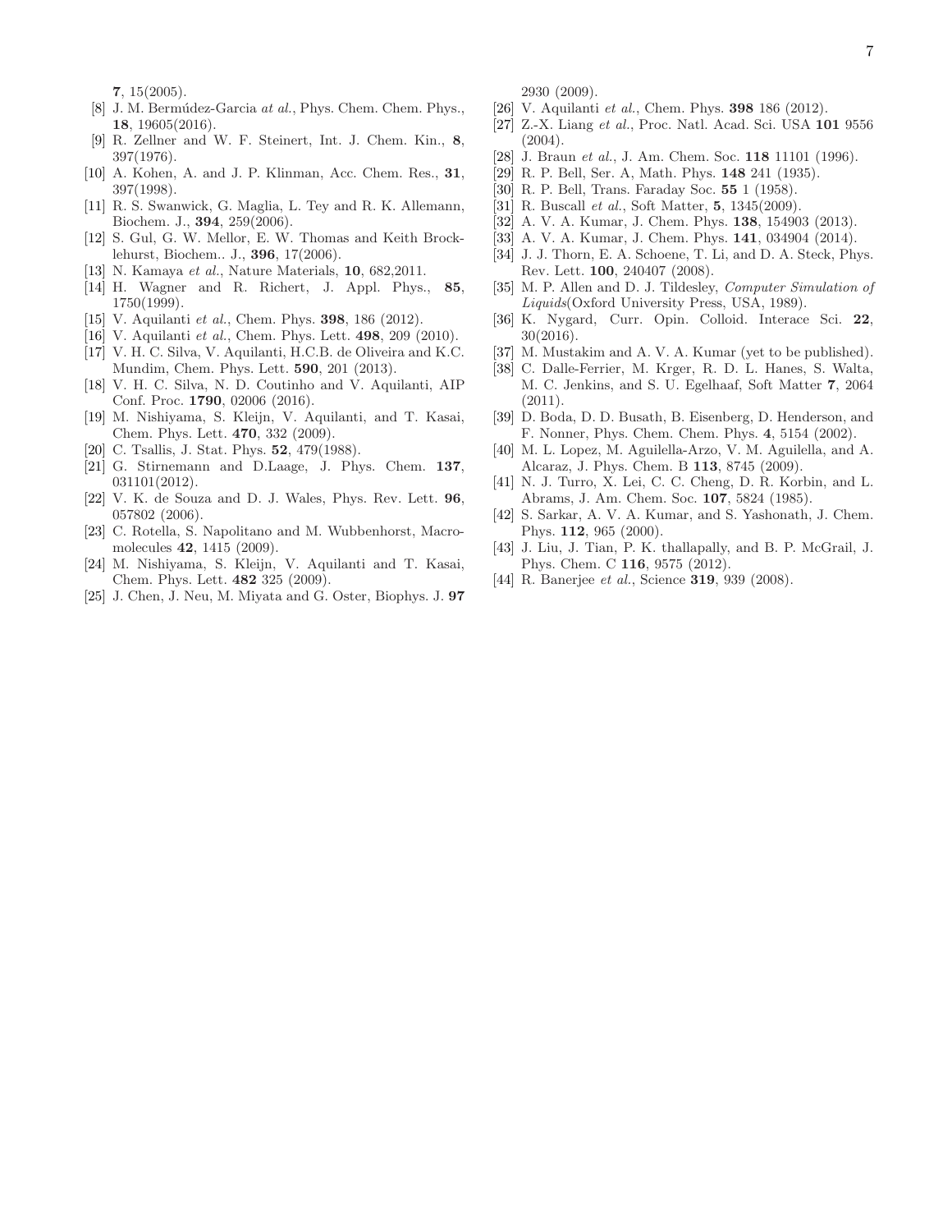7, 15(2005).

[8] J. M. Bermúdez-Garcia *at al.*, Phys. Chem. Chem. Phys., **18**, 19605(2016).

[9] R. Zellner and W. F. Steinert, Int. J. Chem. Kin., **8**, 397(1976).

[10] A. Kohen, A. and J. P. Klinman, Acc. Chem. Res., **31**, 397(1998).

[11] R. S. Swanwick, G. Maglia, L. Tey and R. K. Allemann, Biochem. J., **394**, 259(2006).

[12] S. Gul, G. W. Mellor, E. W. Thomas and Keith Brocklehurst, Biochem.. J., **396**, 17(2006).

[13] N. Kamaya *et al.*, Nature Materials, **10**, 682,2011.

[14] H. Wagner and R. Richert, J. Appl. Phys., **85**, 1750(1999).

[15] V. Aquilanti *et al.*, Chem. Phys. **398**, 186 (2012).

[16] V. Aquilanti *et al.*, Chem. Phys. Lett. **498**, 209 (2010).

[17] V. H. C. Silva, V. Aquilanti, H.C.B. de Oliveira and K.C. Mundim, Chem. Phys. Lett. **590**, 201 (2013).

[18] V. H. C. Silva, N. D. Coutinho and V. Aquilanti, AIP Conf. Proc. **1790**, 02006 (2016).

[19] M. Nishiyama, S. Kleijn, V. Aquilanti, and T. Kasai, Chem. Phys. Lett. **470**, 332 (2009).

[20] C. Tsallis, J. Stat. Phys. **52**, 479(1988).

[21] G. Stirnemann and D.Laage, J. Phys. Chem. **137**, 031101(2012).

[22] V. K. de Souza and D. J. Wales, Phys. Rev. Lett. **96**, 057802 (2006).

[23] C. Rotella, S. Napolitano and M. Wubbenhorst, Macromolecules **42**, 1415 (2009).

[24] M. Nishiyama, S. Kleijn, V. Aquilanti and T. Kasai, Chem. Phys. Lett. **482** 325 (2009).

[25] J. Chen, J. Neu, M. Miyata and G. Oster, Biophys. J. **97** 2930 (2009).

[26] V. Aquilanti *et al.*, Chem. Phys. **398** 186 (2012).

[27] Z.-X. Liang *et al.*, Proc. Natl. Acad. Sci. USA **101** 9556 (2004).

[28] J. Braun *et al.*, J. Am. Chem. Soc. **118** 11101 (1996).

[29] R. P. Bell, Ser. A, Math. Phys. **148** 241 (1935).

[30] R. P. Bell, Trans. Faraday Soc. **55** 1 (1958).

[31] R. Buscall *et al.*, Soft Matter, **5**, 1345(2009).

[32] A. V. A. Kumar, J. Chem. Phys. **138**, 154903 (2013).

[33] A. V. A. Kumar, J. Chem. Phys. **141**, 034904 (2014).

[34] J. J. Thorn, E. A. Schoene, T. Li, and D. A. Steck, Phys. Rev. Lett. **100**, 240407 (2008).

[35] M. P. Allen and D. J. Tildesley, *Computer Simulation of Liquids*(Oxford University Press, USA, 1989).

[36] K. Nygard, Curr. Opin. Colloid. Interace Sci. **22**, 30(2016).

[37] M. Mustakim and A. V. A. Kumar (yet to be published).

[38] C. Dalle-Ferrier, M. Krger, R. D. L. Hanes, S. Walta, M. C. Jenkins, and S. U. Egelhaaf, Soft Matter **7**, 2064 (2011).

[39] D. Boda, D. D. Busath, B. Eisenberg, D. Henderson, and F. Nonner, Phys. Chem. Chem. Phys. **4**, 5154 (2002).

[40] M. L. Lopez, M. Aguilella-Arzo, V. M. Aguilella, and A. Alcaraz, J. Phys. Chem. B **113**, 8745 (2009).

[41] N. J. Turro, X. Lei, C. C. Cheng, D. R. Korbin, and L. Abrams, J. Am. Chem. Soc. **107**, 5824 (1985).

[42] S. Sarkar, A. V. A. Kumar, and S. Yashonath, J. Chem. Phys. **112**, 965 (2000).

[43] J. Liu, J. Tian, P. K. thallapally, and B. P. McGrail, J. Phys. Chem. C **116**, 9575 (2012).

[44] R. Banerjee *et al.*, Science **319**, 939 (2008).